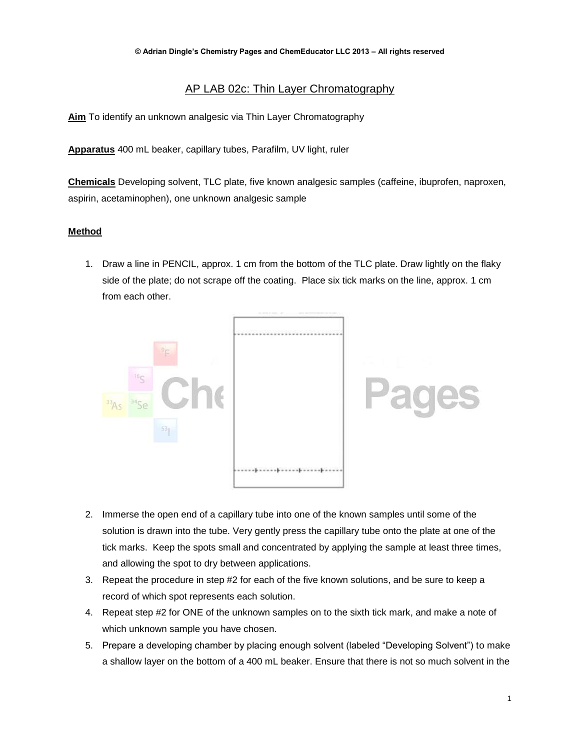© Adrian Dingle's Chemistry Pages and ChemEducator LLC 2013 – All rights reserved

# AP LAB 02c: Thin Layer Chromatography

**Aim** To identify an unknown analgesic via Thin Layer Chromatography

**Apparatus** 400 mL beaker, capillary tubes, Parafilm, UV light, ruler

**Chemicals** Developing solvent, TLC plate, five known analgesic samples (caffeine, ibuprofen, naproxen, aspirin, acetaminophen), one unknown analgesic sample

**Method**

1. Draw a line in PENCIL, approx. 1 cm from the bottom of the TLC plate. Draw lightly on the flaky side of the plate; do not scrape off the coating. Place six tick marks on the line, approx. 1 cm from each other.
2. Immerse the open end of a capillary tube into one of the known samples until some of the solution is drawn into the tube. Very gently press the capillary tube onto the plate at one of the tick marks. Keep the spots small and concentrated by applying the sample at least three times, and allowing the spot to dry between applications.
3. Repeat the procedure in step #2 for each of the five known solutions, and be sure to keep a record of which spot represents each solution.
4. Repeat step #2 for ONE of the unknown samples on to the sixth tick mark, and make a note of which unknown sample you have chosen.
5. Prepare a developing chamber by placing enough solvent (labeled "Developing Solvent") to make a shallow layer on the bottom of a 400 mL beaker. Ensure that there is not so much solvent in the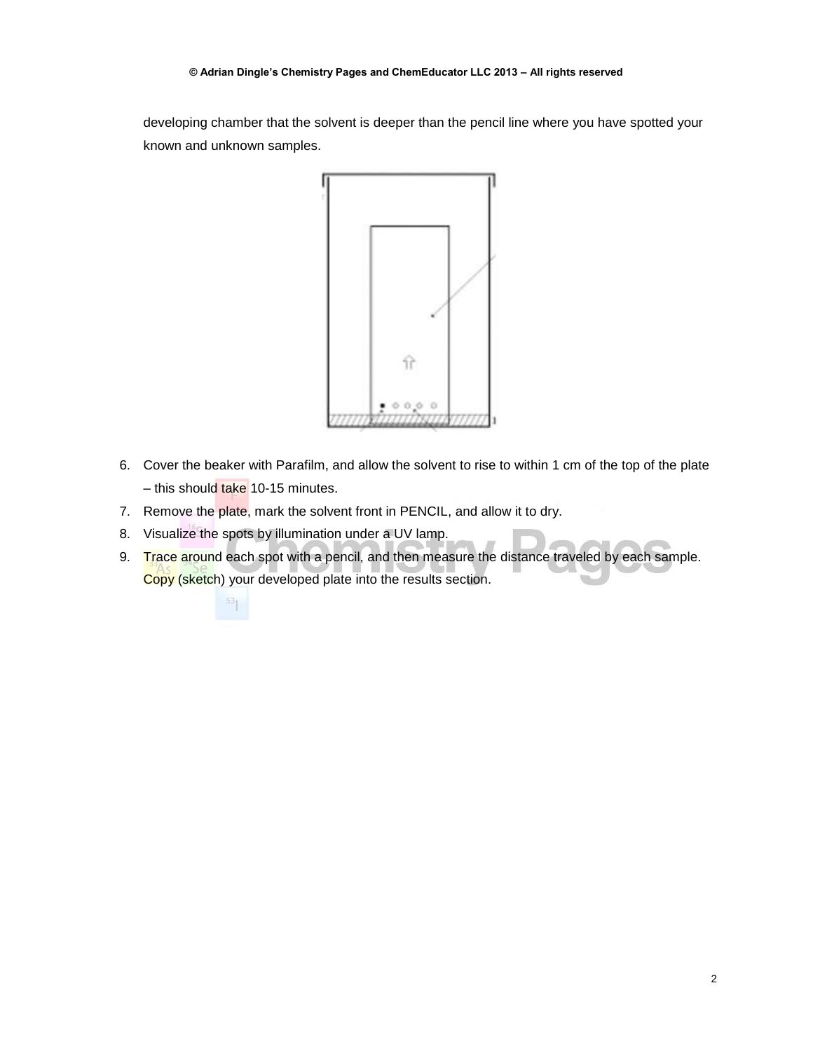developing chamber that the solvent is deeper than the pencil line where you have spotted your known and unknown samples.

6. Cover the beaker with Parafilm, and allow the solvent to rise to within 1 cm of the top of the plate – this should take 10-15 minutes.
7. Remove the plate, mark the solvent front in PENCIL, and allow it to dry.
8. Visualize the spots by illumination under a UV lamp.
9. Trace around each spot with a pencil, and then measure the distance traveled by each sample. Copy (sketch) your developed plate into the results section.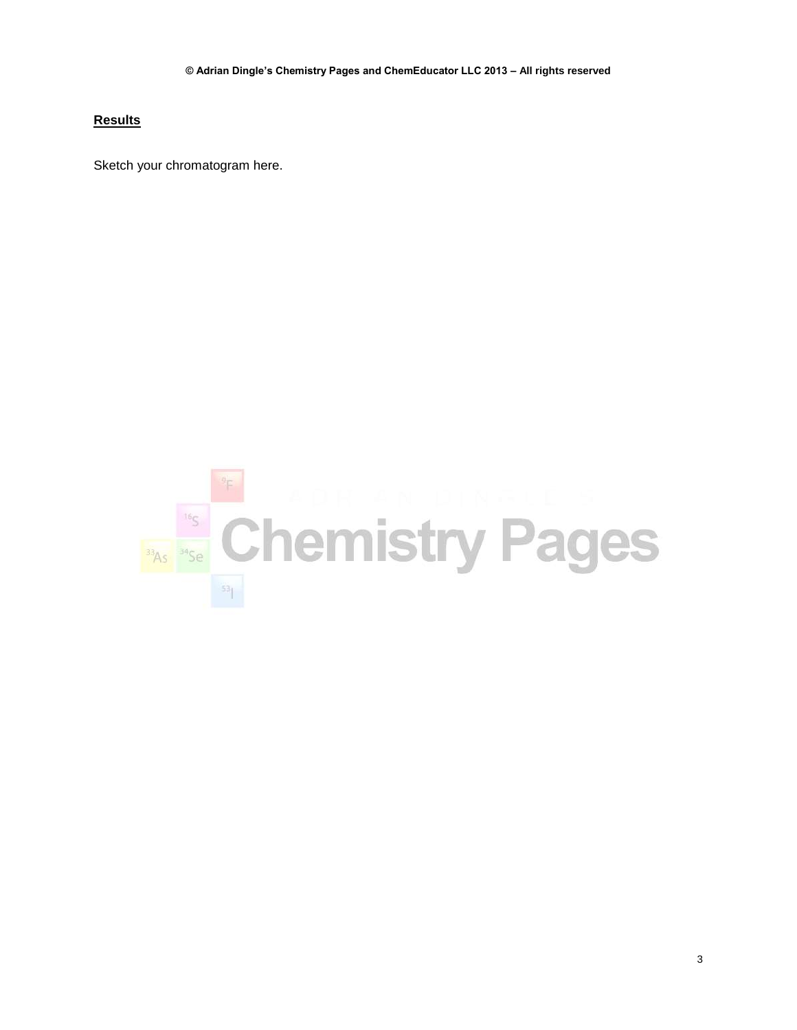## Results

Sketch your chromatogram here.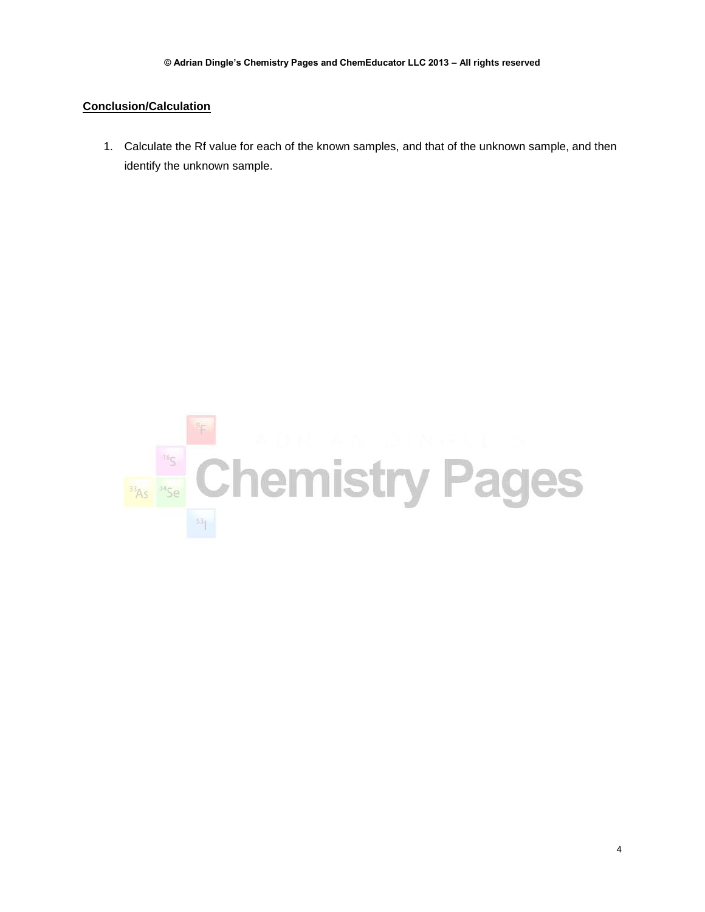**Conclusion/Calculation**

1. Calculate the Rf value for each of the known samples, and that of the unknown sample, and then identify the unknown sample.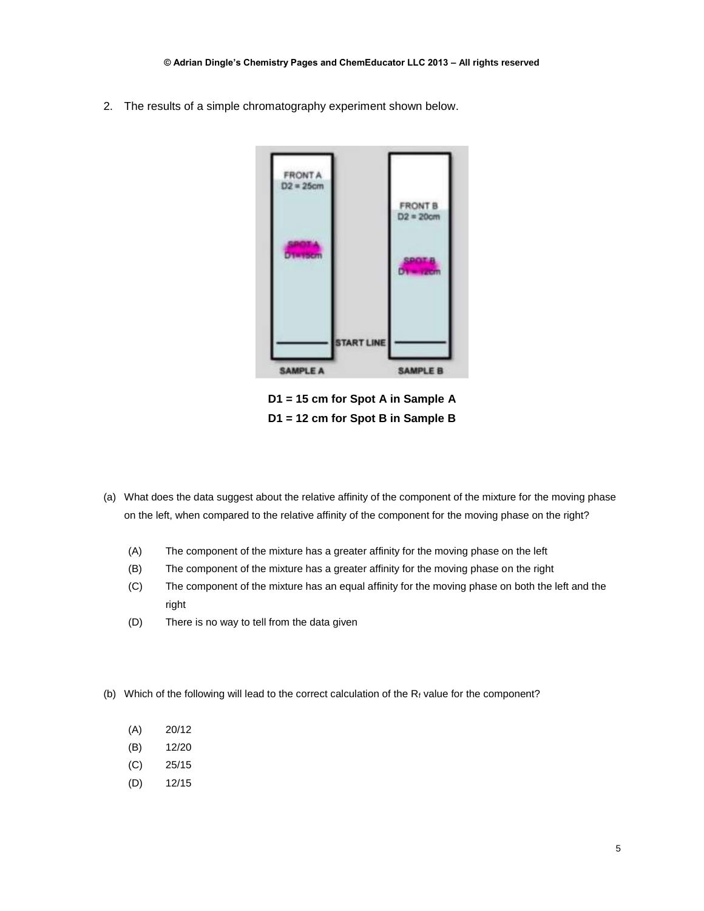2. The results of a simple chromatography experiment shown below.

FRONT A
D2 = 25cm

SPOT A
D1=15cm

FRONT B
D2 = 20cm

SPOT B
D1 = 12cm

START LINE

SAMPLE A

SAMPLE B

**D1 = 15 cm for Spot A in Sample A**
**D1 = 12 cm for Spot B in Sample B**

(a) What does the data suggest about the relative affinity of the component of the mixture for the moving phase on the left, when compared to the relative affinity of the component for the moving phase on the right?

- (A) The component of the mixture has a greater affinity for the moving phase on the left
- (B) The component of the mixture has a greater affinity for the moving phase on the right
- (C) The component of the mixture has an equal affinity for the moving phase on both the left and the right
- (D) There is no way to tell from the data given

(b) Which of the following will lead to the correct calculation of the $R_f$ value for the component?

- (A) 20/12
- (B) 12/20
- (C) 25/15
- (D) 12/15